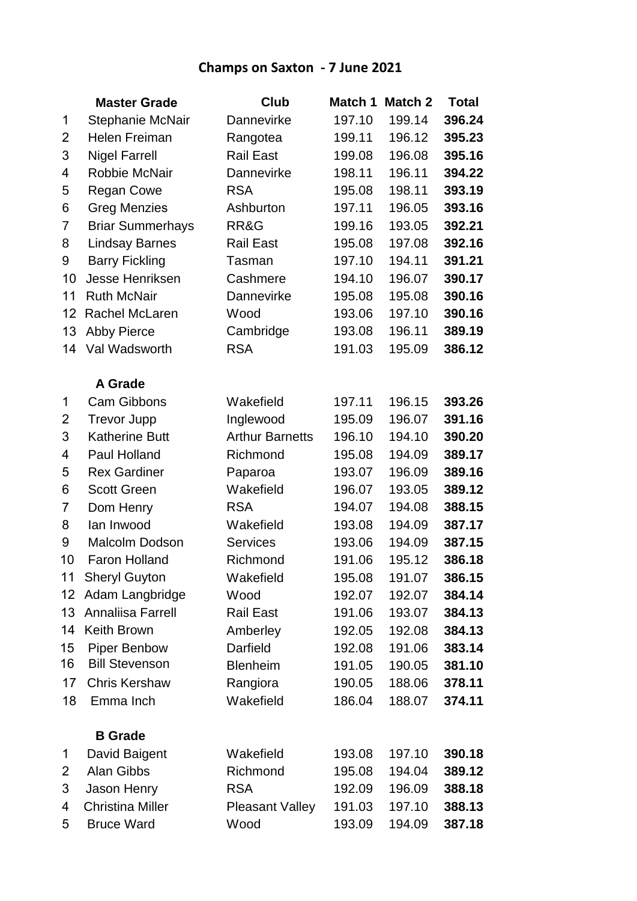# Champs on Saxton - 7 June 2021

| | **Master Grade** | **Club** | **Match 1** | **Match 2** | **Total** |
|---|---|---|---|---|---|
| 1 | Stephanie McNair | Dannevirke | 197.10 | 199.14 | **396.24** |
| 2 | Helen Freiman | Rangotea | 199.11 | 196.12 | **395.23** |
| 3 | Nigel Farrell | Rail East | 199.08 | 196.08 | **395.16** |
| 4 | Robbie McNair | Dannevirke | 198.11 | 196.11 | **394.22** |
| 5 | Regan Cowe | RSA | 195.08 | 198.11 | **393.19** |
| 6 | Greg Menzies | Ashburton | 197.11 | 196.05 | **393.16** |
| 7 | Briar Summerhays | RR&G | 199.16 | 193.05 | **392.21** |
| 8 | Lindsay Barnes | Rail East | 195.08 | 197.08 | **392.16** |
| 9 | Barry Fickling | Tasman | 197.10 | 194.11 | **391.21** |
| 10 | Jesse Henriksen | Cashmere | 194.10 | 196.07 | **390.17** |
| 11 | Ruth McNair | Dannevirke | 195.08 | 195.08 | **390.16** |
| 12 | Rachel McLaren | Wood | 193.06 | 197.10 | **390.16** |
| 13 | Abby Pierce | Cambridge | 193.08 | 196.11 | **389.19** |
| 14 | Val Wadsworth | RSA | 191.03 | 195.09 | **386.12** |
| | **A Grade** | | | | |
| 1 | Cam Gibbons | Wakefield | 197.11 | 196.15 | **393.26** |
| 2 | Trevor Jupp | Inglewood | 195.09 | 196.07 | **391.16** |
| 3 | Katherine Butt | Arthur Barnetts | 196.10 | 194.10 | **390.20** |
| 4 | Paul Holland | Richmond | 195.08 | 194.09 | **389.17** |
| 5 | Rex Gardiner | Paparoa | 193.07 | 196.09 | **389.16** |
| 6 | Scott Green | Wakefield | 196.07 | 193.05 | **389.12** |
| 7 | Dom Henry | RSA | 194.07 | 194.08 | **388.15** |
| 8 | Ian Inwood | Wakefield | 193.08 | 194.09 | **387.17** |
| 9 | Malcolm Dodson | Services | 193.06 | 194.09 | **387.15** |
| 10 | Faron Holland | Richmond | 191.06 | 195.12 | **386.18** |
| 11 | Sheryl Guyton | Wakefield | 195.08 | 191.07 | **386.15** |
| 12 | Adam Langbridge | Wood | 192.07 | 192.07 | **384.14** |
| 13 | Annaliisa Farrell | Rail East | 191.06 | 193.07 | **384.13** |
| 14 | Keith Brown | Amberley | 192.05 | 192.08 | **384.13** |
| 15 | Piper Benbow | Darfield | 192.08 | 191.06 | **383.14** |
| 16 | Bill Stevenson | Blenheim | 191.05 | 190.05 | **381.10** |
| 17 | Chris Kershaw | Rangiora | 190.05 | 188.06 | **378.11** |
| 18 | Emma Inch | Wakefield | 186.04 | 188.07 | **374.11** |
| | **B Grade** | | | | |
| 1 | David Baigent | Wakefield | 193.08 | 197.10 | **390.18** |
| 2 | Alan Gibbs | Richmond | 195.08 | 194.04 | **389.12** |
| 3 | Jason Henry | RSA | 192.09 | 196.09 | **388.18** |
| 4 | Christina Miller | Pleasant Valley | 191.03 | 197.10 | **388.13** |
| 5 | Bruce Ward | Wood | 193.09 | 194.09 | **387.18** |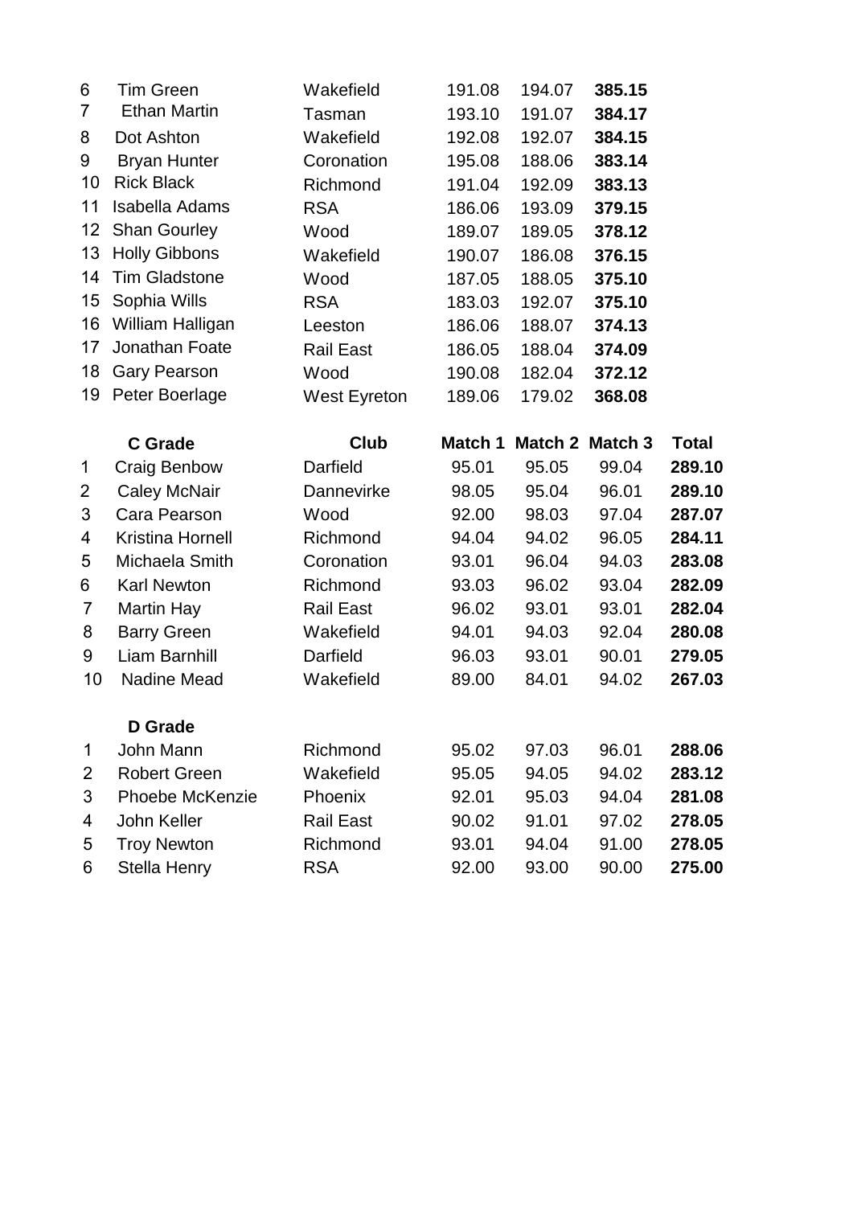| | | | | | | |
|---|---|---|---|---|---|---|
| 6 | Tim Green | Wakefield | 191.08 | 194.07 | **385.15** | |
| 7 | Ethan Martin | Tasman | 193.10 | 191.07 | **384.17** | |
| 8 | Dot Ashton | Wakefield | 192.08 | 192.07 | **384.15** | |
| 9 | Bryan Hunter | Coronation | 195.08 | 188.06 | **383.14** | |
| 10 | Rick Black | Richmond | 191.04 | 192.09 | **383.13** | |
| 11 | Isabella Adams | RSA | 186.06 | 193.09 | **379.15** | |
| 12 | Shan Gourley | Wood | 189.07 | 189.05 | **378.12** | |
| 13 | Holly Gibbons | Wakefield | 190.07 | 186.08 | **376.15** | |
| 14 | Tim Gladstone | Wood | 187.05 | 188.05 | **375.10** | |
| 15 | Sophia Wills | RSA | 183.03 | 192.07 | **375.10** | |
| 16 | William Halligan | Leeston | 186.06 | 188.07 | **374.13** | |
| 17 | Jonathan Foate | Rail East | 186.05 | 188.04 | **374.09** | |
| 18 | Gary Pearson | Wood | 190.08 | 182.04 | **372.12** | |
| 19 | Peter Boerlage | West Eyreton | 189.06 | 179.02 | **368.08** | |

| | **C Grade** | **Club** | **Match 1** | **Match 2** | **Match 3** | **Total** |
|---|---|---|---|---|---|---|
| 1 | Craig Benbow | Darfield | 95.01 | 95.05 | 99.04 | **289.10** |
| 2 | Caley McNair | Dannevirke | 98.05 | 95.04 | 96.01 | **289.10** |
| 3 | Cara Pearson | Wood | 92.00 | 98.03 | 97.04 | **287.07** |
| 4 | Kristina Hornell | Richmond | 94.04 | 94.02 | 96.05 | **284.11** |
| 5 | Michaela Smith | Coronation | 93.01 | 96.04 | 94.03 | **283.08** |
| 6 | Karl Newton | Richmond | 93.03 | 96.02 | 93.04 | **282.09** |
| 7 | Martin Hay | Rail East | 96.02 | 93.01 | 93.01 | **282.04** |
| 8 | Barry Green | Wakefield | 94.01 | 94.03 | 92.04 | **280.08** |
| 9 | Liam Barnhill | Darfield | 96.03 | 93.01 | 90.01 | **279.05** |
| 10 | Nadine Mead | Wakefield | 89.00 | 84.01 | 94.02 | **267.03** |

| | **D Grade** | | | | | |
|---|---|---|---|---|---|---|
| 1 | John Mann | Richmond | 95.02 | 97.03 | 96.01 | **288.06** |
| 2 | Robert Green | Wakefield | 95.05 | 94.05 | 94.02 | **283.12** |
| 3 | Phoebe McKenzie | Phoenix | 92.01 | 95.03 | 94.04 | **281.08** |
| 4 | John Keller | Rail East | 90.02 | 91.01 | 97.02 | **278.05** |
| 5 | Troy Newton | Richmond | 93.01 | 94.04 | 91.00 | **278.05** |
| 6 | Stella Henry | RSA | 92.00 | 93.00 | 90.00 | **275.00** |